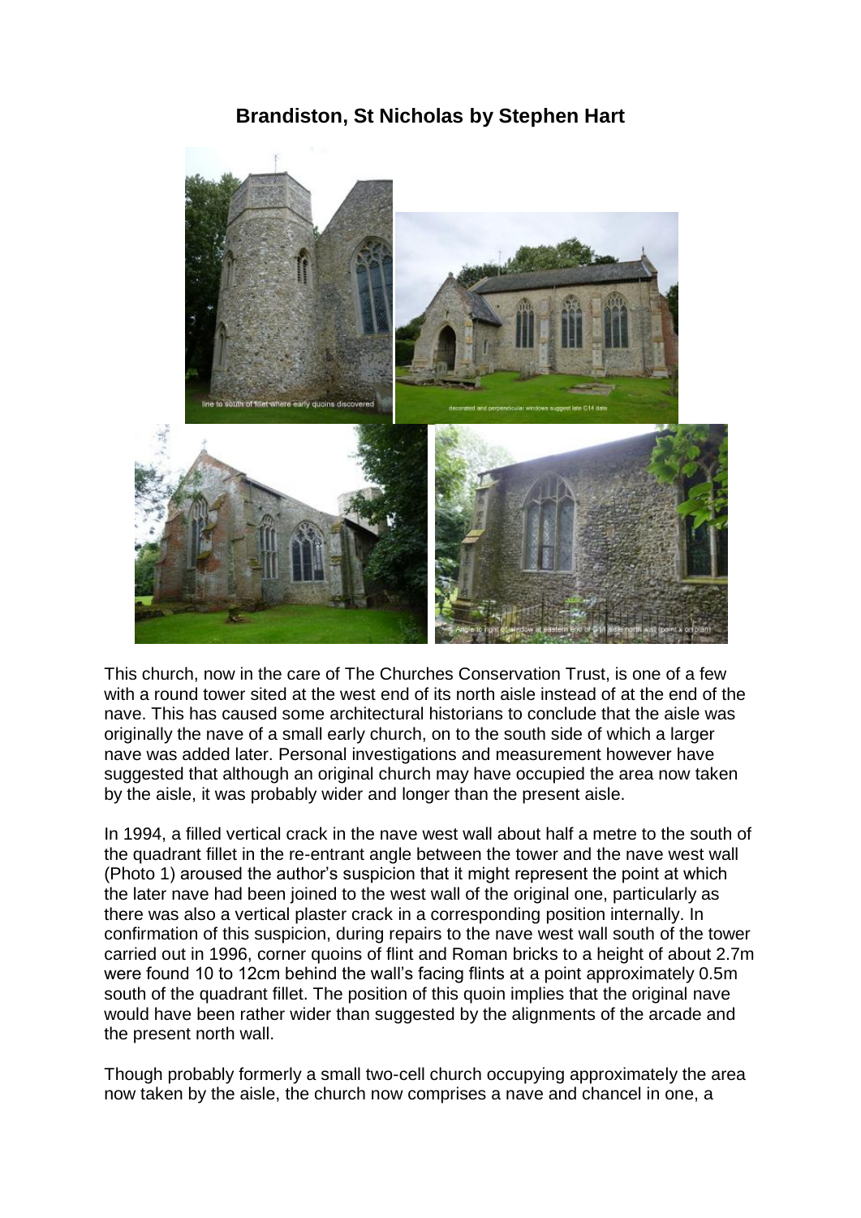# Brandiston, St Nicholas by Stephen Hart

This church, now in the care of The Churches Conservation Trust, is one of a few with a round tower sited at the west end of its north aisle instead of at the end of the nave. This has caused some architectural historians to conclude that the aisle was originally the nave of a small early church, on to the south side of which a larger nave was added later. Personal investigations and measurement however have suggested that although an original church may have occupied the area now taken by the aisle, it was probably wider and longer than the present aisle.

In 1994, a filled vertical crack in the nave west wall about half a metre to the south of the quadrant fillet in the re-entrant angle between the tower and the nave west wall (Photo 1) aroused the author's suspicion that it might represent the point at which the later nave had been joined to the west wall of the original one, particularly as there was also a vertical plaster crack in a corresponding position internally. In confirmation of this suspicion, during repairs to the nave west wall south of the tower carried out in 1996, corner quoins of flint and Roman bricks to a height of about 2.7m were found 10 to 12cm behind the wall's facing flints at a point approximately 0.5m south of the quadrant fillet. The position of this quoin implies that the original nave would have been rather wider than suggested by the alignments of the arcade and the present north wall.

Though probably formerly a small two-cell church occupying approximately the area now taken by the aisle, the church now comprises a nave and chancel in one, a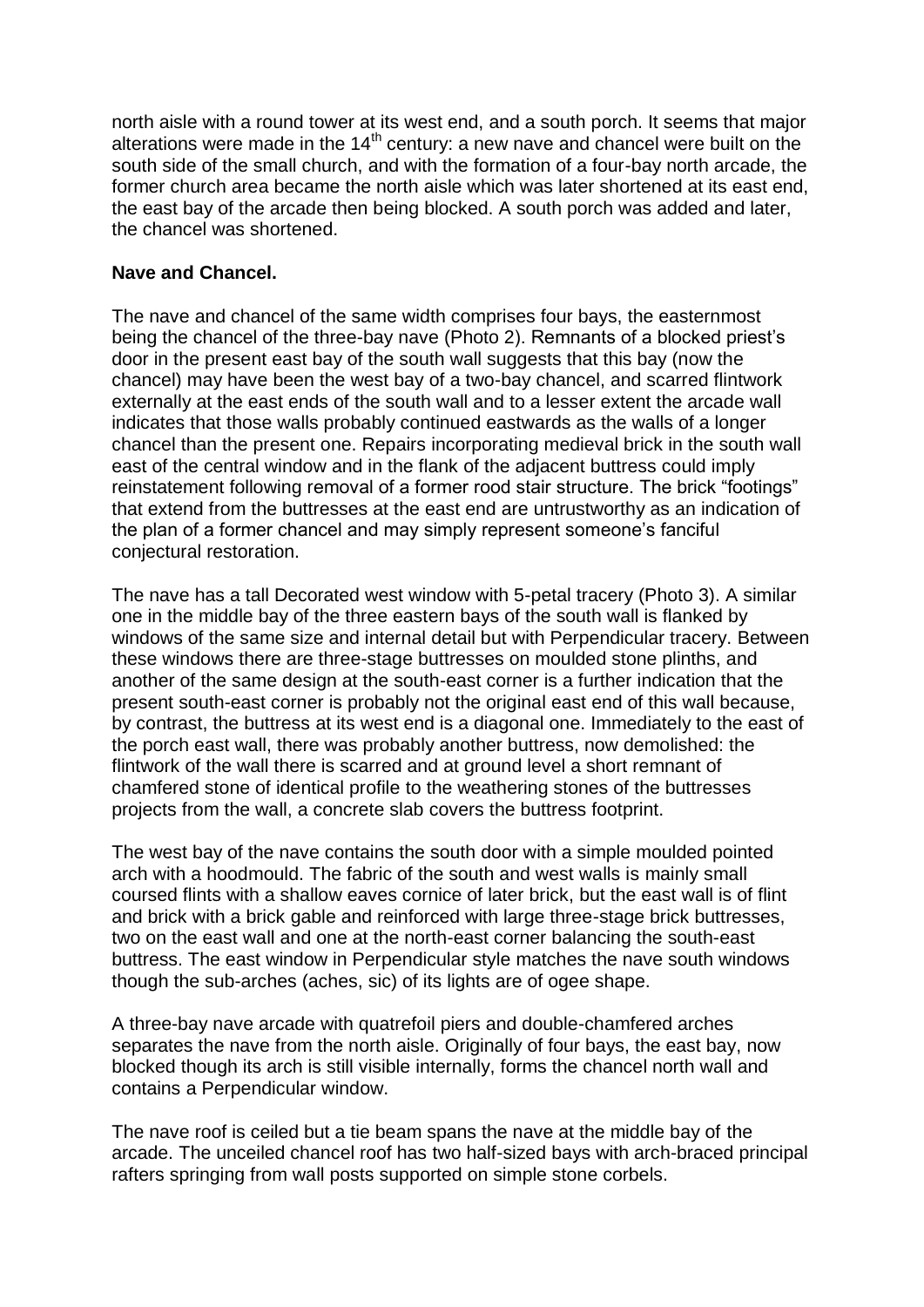north aisle with a round tower at its west end, and a south porch. It seems that major alterations were made in the 14th century: a new nave and chancel were built on the south side of the small church, and with the formation of a four-bay north arcade, the former church area became the north aisle which was later shortened at its east end, the east bay of the arcade then being blocked. A south porch was added and later, the chancel was shortened.

**Nave and Chancel.**

The nave and chancel of the same width comprises four bays, the easternmost being the chancel of the three-bay nave (Photo 2). Remnants of a blocked priest's door in the present east bay of the south wall suggests that this bay (now the chancel) may have been the west bay of a two-bay chancel, and scarred flintwork externally at the east ends of the south wall and to a lesser extent the arcade wall indicates that those walls probably continued eastwards as the walls of a longer chancel than the present one. Repairs incorporating medieval brick in the south wall east of the central window and in the flank of the adjacent buttress could imply reinstatement following removal of a former rood stair structure. The brick "footings" that extend from the buttresses at the east end are untrustworthy as an indication of the plan of a former chancel and may simply represent someone's fanciful conjectural restoration.

The nave has a tall Decorated west window with 5-petal tracery (Photo 3). A similar one in the middle bay of the three eastern bays of the south wall is flanked by windows of the same size and internal detail but with Perpendicular tracery. Between these windows there are three-stage buttresses on moulded stone plinths, and another of the same design at the south-east corner is a further indication that the present south-east corner is probably not the original east end of this wall because, by contrast, the buttress at its west end is a diagonal one. Immediately to the east of the porch east wall, there was probably another buttress, now demolished: the flintwork of the wall there is scarred and at ground level a short remnant of chamfered stone of identical profile to the weathering stones of the buttresses projects from the wall, a concrete slab covers the buttress footprint.

The west bay of the nave contains the south door with a simple moulded pointed arch with a hoodmould. The fabric of the south and west walls is mainly small coursed flints with a shallow eaves cornice of later brick, but the east wall is of flint and brick with a brick gable and reinforced with large three-stage brick buttresses, two on the east wall and one at the north-east corner balancing the south-east buttress. The east window in Perpendicular style matches the nave south windows though the sub-arches (aches, sic) of its lights are of ogee shape.

A three-bay nave arcade with quatrefoil piers and double-chamfered arches separates the nave from the north aisle. Originally of four bays, the east bay, now blocked though its arch is still visible internally, forms the chancel north wall and contains a Perpendicular window.

The nave roof is ceiled but a tie beam spans the nave at the middle bay of the arcade. The unceiled chancel roof has two half-sized bays with arch-braced principal rafters springing from wall posts supported on simple stone corbels.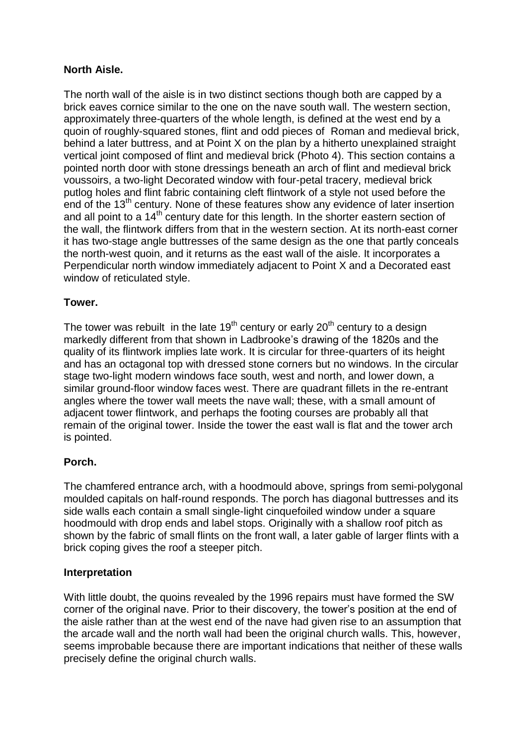**North Aisle.**

The north wall of the aisle is in two distinct sections though both are capped by a brick eaves cornice similar to the one on the nave south wall. The western section, approximately three-quarters of the whole length, is defined at the west end by a quoin of roughly-squared stones, flint and odd pieces of Roman and medieval brick, behind a later buttress, and at Point X on the plan by a hitherto unexplained straight vertical joint composed of flint and medieval brick (Photo 4). This section contains a pointed north door with stone dressings beneath an arch of flint and medieval brick voussoirs, a two-light Decorated window with four-petal tracery, medieval brick putlog holes and flint fabric containing cleft flintwork of a style not used before the end of the 13th century. None of these features show any evidence of later insertion and all point to a 14th century date for this length. In the shorter eastern section of the wall, the flintwork differs from that in the western section. At its north-east corner it has two-stage angle buttresses of the same design as the one that partly conceals the north-west quoin, and it returns as the east wall of the aisle. It incorporates a Perpendicular north window immediately adjacent to Point X and a Decorated east window of reticulated style.

**Tower.**

The tower was rebuilt in the late 19th century or early 20th century to a design markedly different from that shown in Ladbrooke's drawing of the 1820s and the quality of its flintwork implies late work. It is circular for three-quarters of its height and has an octagonal top with dressed stone corners but no windows. In the circular stage two-light modern windows face south, west and north, and lower down, a similar ground-floor window faces west. There are quadrant fillets in the re-entrant angles where the tower wall meets the nave wall; these, with a small amount of adjacent tower flintwork, and perhaps the footing courses are probably all that remain of the original tower. Inside the tower the east wall is flat and the tower arch is pointed.

**Porch.**

The chamfered entrance arch, with a hoodmould above, springs from semi-polygonal moulded capitals on half-round responds. The porch has diagonal buttresses and its side walls each contain a small single-light cinquefoiled window under a square hoodmould with drop ends and label stops. Originally with a shallow roof pitch as shown by the fabric of small flints on the front wall, a later gable of larger flints with a brick coping gives the roof a steeper pitch.

**Interpretation**

With little doubt, the quoins revealed by the 1996 repairs must have formed the SW corner of the original nave. Prior to their discovery, the tower's position at the end of the aisle rather than at the west end of the nave had given rise to an assumption that the arcade wall and the north wall had been the original church walls. This, however, seems improbable because there are important indications that neither of these walls precisely define the original church walls.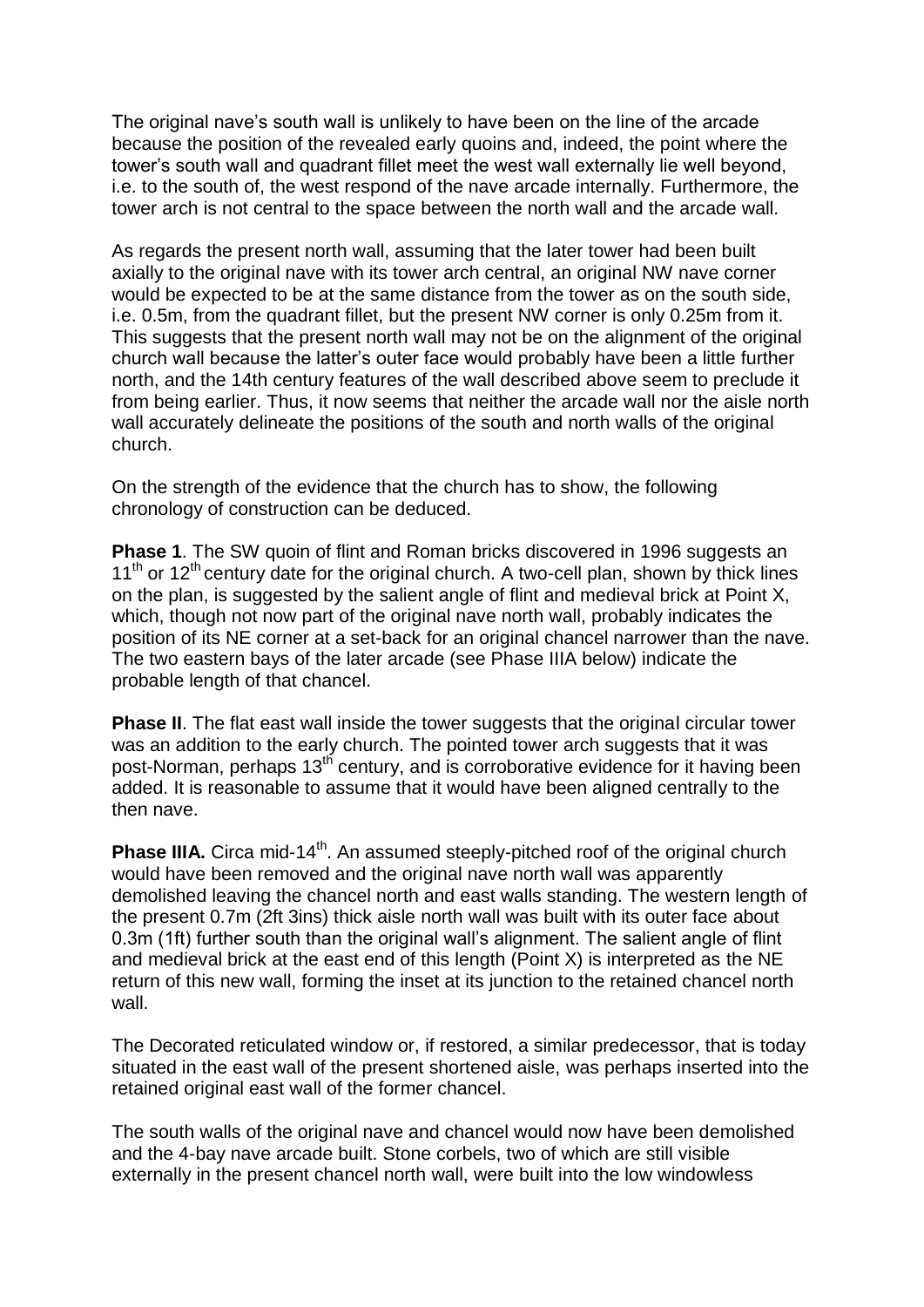The original nave's south wall is unlikely to have been on the line of the arcade because the position of the revealed early quoins and, indeed, the point where the tower's south wall and quadrant fillet meet the west wall externally lie well beyond, i.e. to the south of, the west respond of the nave arcade internally. Furthermore, the tower arch is not central to the space between the north wall and the arcade wall.

As regards the present north wall, assuming that the later tower had been built axially to the original nave with its tower arch central, an original NW nave corner would be expected to be at the same distance from the tower as on the south side, i.e. 0.5m, from the quadrant fillet, but the present NW corner is only 0.25m from it. This suggests that the present north wall may not be on the alignment of the original church wall because the latter's outer face would probably have been a little further north, and the 14th century features of the wall described above seem to preclude it from being earlier. Thus, it now seems that neither the arcade wall nor the aisle north wall accurately delineate the positions of the south and north walls of the original church.

On the strength of the evidence that the church has to show, the following chronology of construction can be deduced.

**Phase 1**. The SW quoin of flint and Roman bricks discovered in 1996 suggests an 11th or 12th century date for the original church. A two-cell plan, shown by thick lines on the plan, is suggested by the salient angle of flint and medieval brick at Point X, which, though not now part of the original nave north wall, probably indicates the position of its NE corner at a set-back for an original chancel narrower than the nave. The two eastern bays of the later arcade (see Phase IIIA below) indicate the probable length of that chancel.

**Phase II**. The flat east wall inside the tower suggests that the original circular tower was an addition to the early church. The pointed tower arch suggests that it was post-Norman, perhaps 13th century, and is corroborative evidence for it having been added. It is reasonable to assume that it would have been aligned centrally to the then nave.

**Phase IIIA.** Circa mid-14th. An assumed steeply-pitched roof of the original church would have been removed and the original nave north wall was apparently demolished leaving the chancel north and east walls standing. The western length of the present 0.7m (2ft 3ins) thick aisle north wall was built with its outer face about 0.3m (1ft) further south than the original wall's alignment. The salient angle of flint and medieval brick at the east end of this length (Point X) is interpreted as the NE return of this new wall, forming the inset at its junction to the retained chancel north wall.

The Decorated reticulated window or, if restored, a similar predecessor, that is today situated in the east wall of the present shortened aisle, was perhaps inserted into the retained original east wall of the former chancel.

The south walls of the original nave and chancel would now have been demolished and the 4-bay nave arcade built. Stone corbels, two of which are still visible externally in the present chancel north wall, were built into the low windowless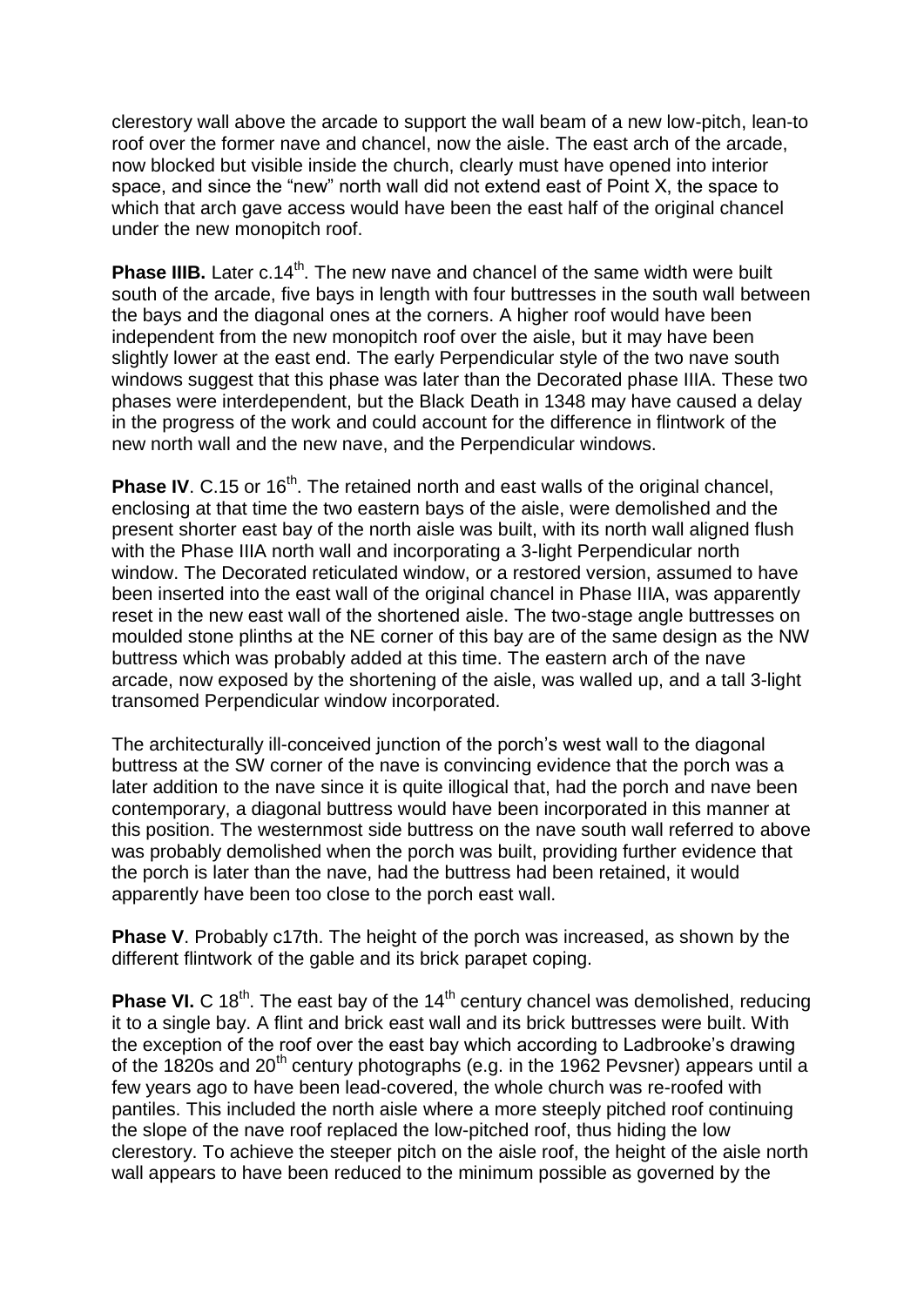clerestory wall above the arcade to support the wall beam of a new low-pitch, lean-to roof over the former nave and chancel, now the aisle. The east arch of the arcade, now blocked but visible inside the church, clearly must have opened into interior space, and since the "new" north wall did not extend east of Point X, the space to which that arch gave access would have been the east half of the original chancel under the new monopitch roof.

**Phase IIIB.** Later c.14th. The new nave and chancel of the same width were built south of the arcade, five bays in length with four buttresses in the south wall between the bays and the diagonal ones at the corners. A higher roof would have been independent from the new monopitch roof over the aisle, but it may have been slightly lower at the east end. The early Perpendicular style of the two nave south windows suggest that this phase was later than the Decorated phase IIIA. These two phases were interdependent, but the Black Death in 1348 may have caused a delay in the progress of the work and could account for the difference in flintwork of the new north wall and the new nave, and the Perpendicular windows.

**Phase IV**. C.15 or 16th. The retained north and east walls of the original chancel, enclosing at that time the two eastern bays of the aisle, were demolished and the present shorter east bay of the north aisle was built, with its north wall aligned flush with the Phase IIIA north wall and incorporating a 3-light Perpendicular north window. The Decorated reticulated window, or a restored version, assumed to have been inserted into the east wall of the original chancel in Phase IIIA, was apparently reset in the new east wall of the shortened aisle. The two-stage angle buttresses on moulded stone plinths at the NE corner of this bay are of the same design as the NW buttress which was probably added at this time. The eastern arch of the nave arcade, now exposed by the shortening of the aisle, was walled up, and a tall 3-light transomed Perpendicular window incorporated.

The architecturally ill-conceived junction of the porch's west wall to the diagonal buttress at the SW corner of the nave is convincing evidence that the porch was a later addition to the nave since it is quite illogical that, had the porch and nave been contemporary, a diagonal buttress would have been incorporated in this manner at this position. The westernmost side buttress on the nave south wall referred to above was probably demolished when the porch was built, providing further evidence that the porch is later than the nave, had the buttress had been retained, it would apparently have been too close to the porch east wall.

**Phase V**. Probably c17th. The height of the porch was increased, as shown by the different flintwork of the gable and its brick parapet coping.

**Phase VI.** C 18th. The east bay of the 14th century chancel was demolished, reducing it to a single bay. A flint and brick east wall and its brick buttresses were built. With the exception of the roof over the east bay which according to Ladbrooke's drawing of the 1820s and 20th century photographs (e.g. in the 1962 Pevsner) appears until a few years ago to have been lead-covered, the whole church was re-roofed with pantiles. This included the north aisle where a more steeply pitched roof continuing the slope of the nave roof replaced the low-pitched roof, thus hiding the low clerestory. To achieve the steeper pitch on the aisle roof, the height of the aisle north wall appears to have been reduced to the minimum possible as governed by the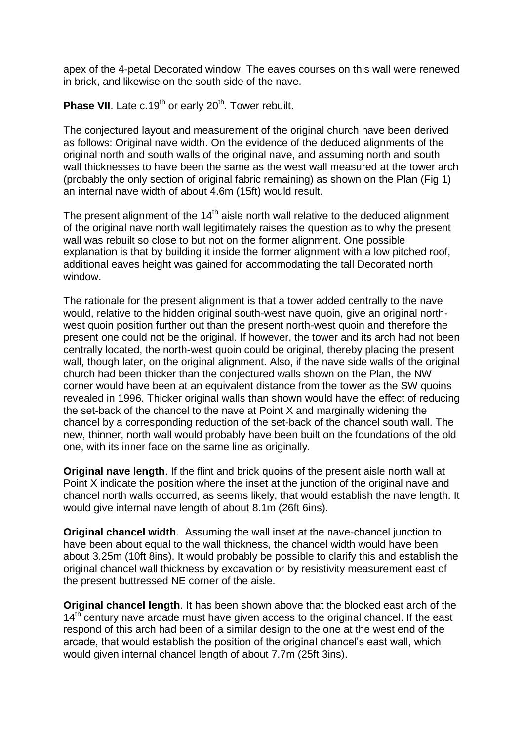apex of the 4-petal Decorated window. The eaves courses on this wall were renewed in brick, and likewise on the south side of the nave.

**Phase VII**. Late c.19th or early 20th. Tower rebuilt.

The conjectured layout and measurement of the original church have been derived as follows: Original nave width. On the evidence of the deduced alignments of the original north and south walls of the original nave, and assuming north and south wall thicknesses to have been the same as the west wall measured at the tower arch (probably the only section of original fabric remaining) as shown on the Plan (Fig 1) an internal nave width of about 4.6m (15ft) would result.

The present alignment of the 14th aisle north wall relative to the deduced alignment of the original nave north wall legitimately raises the question as to why the present wall was rebuilt so close to but not on the former alignment. One possible explanation is that by building it inside the former alignment with a low pitched roof, additional eaves height was gained for accommodating the tall Decorated north window.

The rationale for the present alignment is that a tower added centrally to the nave would, relative to the hidden original south-west nave quoin, give an original north-west quoin position further out than the present north-west quoin and therefore the present one could not be the original. If however, the tower and its arch had not been centrally located, the north-west quoin could be original, thereby placing the present wall, though later, on the original alignment. Also, if the nave side walls of the original church had been thicker than the conjectured walls shown on the Plan, the NW corner would have been at an equivalent distance from the tower as the SW quoins revealed in 1996. Thicker original walls than shown would have the effect of reducing the set-back of the chancel to the nave at Point X and marginally widening the chancel by a corresponding reduction of the set-back of the chancel south wall. The new, thinner, north wall would probably have been built on the foundations of the old one, with its inner face on the same line as originally.

**Original nave length**. If the flint and brick quoins of the present aisle north wall at Point X indicate the position where the inset at the junction of the original nave and chancel north walls occurred, as seems likely, that would establish the nave length. It would give internal nave length of about 8.1m (26ft 6ins).

**Original chancel width**. Assuming the wall inset at the nave-chancel junction to have been about equal to the wall thickness, the chancel width would have been about 3.25m (10ft 8ins). It would probably be possible to clarify this and establish the original chancel wall thickness by excavation or by resistivity measurement east of the present buttressed NE corner of the aisle.

**Original chancel length**. It has been shown above that the blocked east arch of the 14th century nave arcade must have given access to the original chancel. If the east respond of this arch had been of a similar design to the one at the west end of the arcade, that would establish the position of the original chancel's east wall, which would given internal chancel length of about 7.7m (25ft 3ins).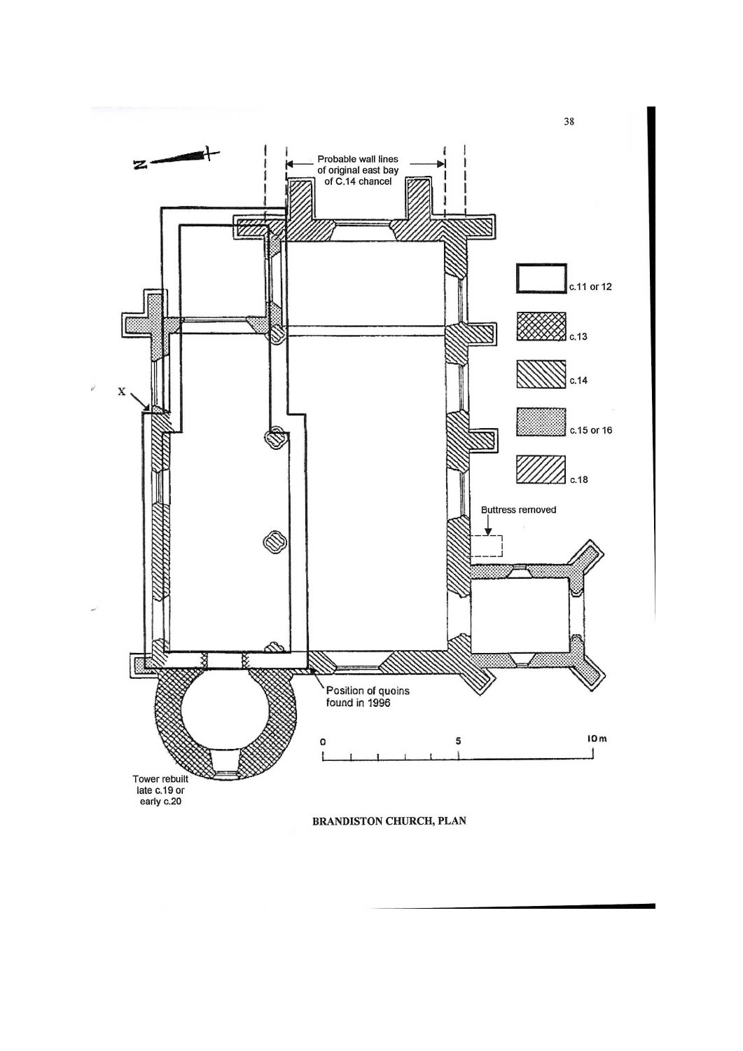N

Probable wall lines of original east bay of C.14 chancel

c.11 or 12

c.13

c.14

c.15 or 16

c.18

X

Buttress removed

Position of quoins found in 1996

0 5 10 m

Tower rebuilt late c.19 or early c.20

**BRANDISTON CHURCH, PLAN**